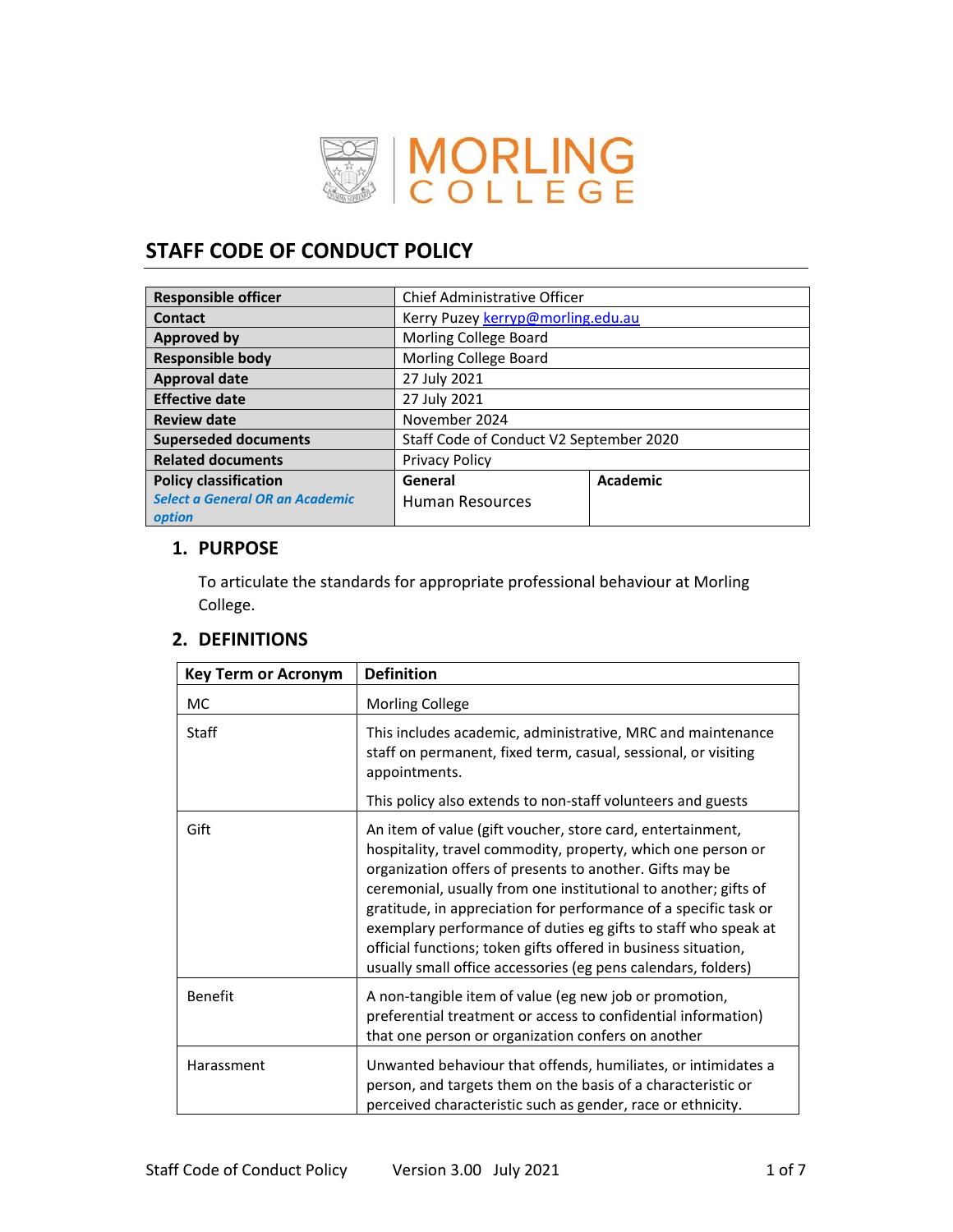MORLING COLLEGE

# STAFF CODE OF CONDUCT POLICY

| | | |
|---|---|---|
| **Responsible officer** | Chief Administrative Officer | |
| **Contact** | Kerry Puzey kerryp@morling.edu.au | |
| **Approved by** | Morling College Board | |
| **Responsible body** | Morling College Board | |
| **Approval date** | 27 July 2021 | |
| **Effective date** | 27 July 2021 | |
| **Review date** | November 2024 | |
| **Superseded documents** | Staff Code of Conduct V2 September 2020 | |
| **Related documents** | Privacy Policy | |
| **Policy classification** *Select a General OR an Academic option* | **General** Human Resources | **Academic** |

## 1. PURPOSE

To articulate the standards for appropriate professional behaviour at Morling College.

## 2. DEFINITIONS

| Key Term or Acronym | Definition |
|---|---|
| MC | Morling College |
| Staff | This includes academic, administrative, MRC and maintenance staff on permanent, fixed term, casual, sessional, or visiting appointments. This policy also extends to non-staff volunteers and guests |
| Gift | An item of value (gift voucher, store card, entertainment, hospitality, travel commodity, property, which one person or organization offers of presents to another. Gifts may be ceremonial, usually from one institutional to another; gifts of gratitude, in appreciation for performance of a specific task or exemplary performance of duties eg gifts to staff who speak at official functions; token gifts offered in business situation, usually small office accessories (eg pens calendars, folders) |
| Benefit | A non-tangible item of value (eg new job or promotion, preferential treatment or access to confidential information) that one person or organization confers on another |
| Harassment | Unwanted behaviour that offends, humiliates, or intimidates a person, and targets them on the basis of a characteristic or perceived characteristic such as gender, race or ethnicity. |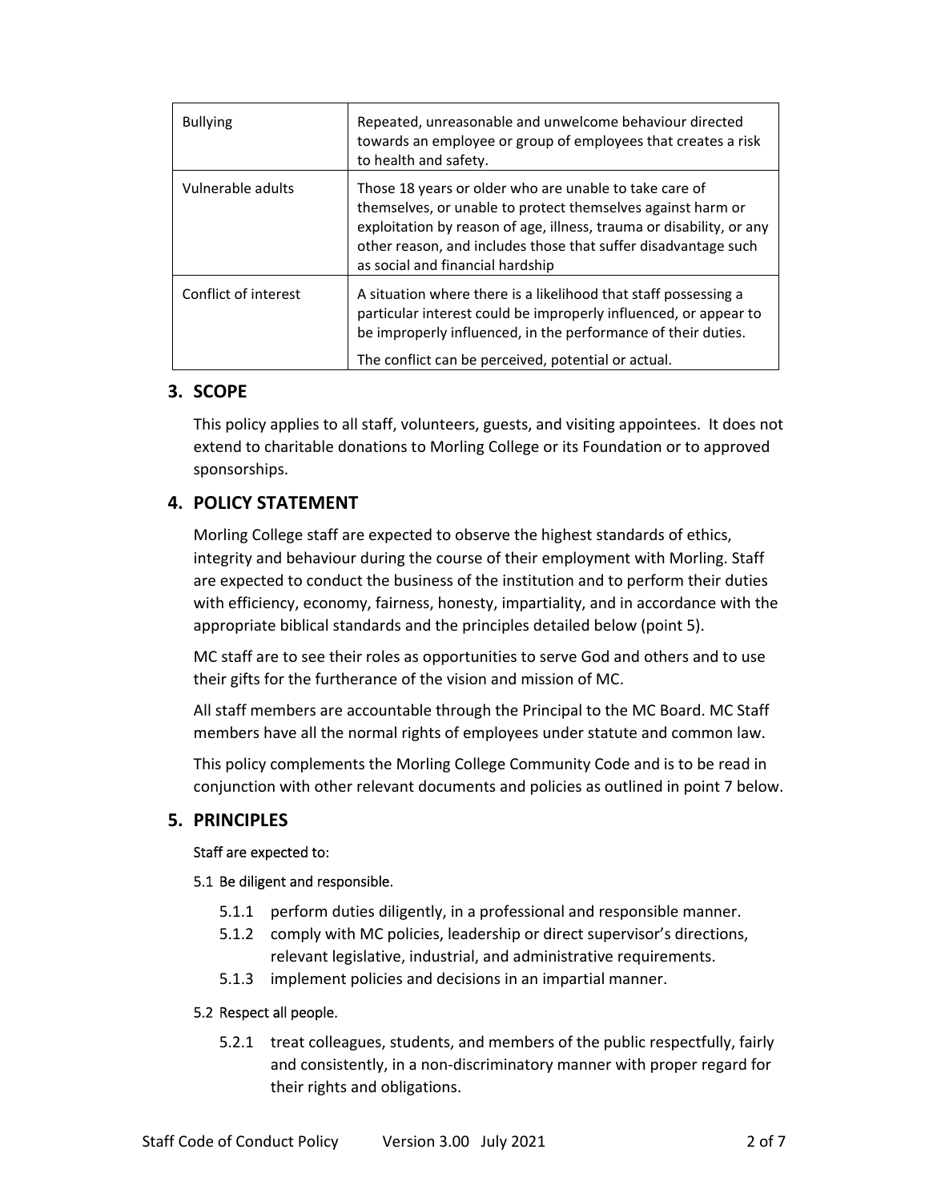| Bullying | Repeated, unreasonable and unwelcome behaviour directed towards an employee or group of employees that creates a risk to health and safety. |
| --- | --- |
| Vulnerable adults | Those 18 years or older who are unable to take care of themselves, or unable to protect themselves against harm or exploitation by reason of age, illness, trauma or disability, or any other reason, and includes those that suffer disadvantage such as social and financial hardship |
| Conflict of interest | A situation where there is a likelihood that staff possessing a particular interest could be improperly influenced, or appear to be improperly influenced, in the performance of their duties.<br><br>The conflict can be perceived, potential or actual. |

## 3. SCOPE

This policy applies to all staff, volunteers, guests, and visiting appointees. It does not extend to charitable donations to Morling College or its Foundation or to approved sponsorships.

## 4. POLICY STATEMENT

Morling College staff are expected to observe the highest standards of ethics, integrity and behaviour during the course of their employment with Morling. Staff are expected to conduct the business of the institution and to perform their duties with efficiency, economy, fairness, honesty, impartiality, and in accordance with the appropriate biblical standards and the principles detailed below (point 5).

MC staff are to see their roles as opportunities to serve God and others and to use their gifts for the furtherance of the vision and mission of MC.

All staff members are accountable through the Principal to the MC Board. MC Staff members have all the normal rights of employees under statute and common law.

This policy complements the Morling College Community Code and is to be read in conjunction with other relevant documents and policies as outlined in point 7 below.

## 5. PRINCIPLES

Staff are expected to:

5.1 Be diligent and responsible.

- 5.1.1 perform duties diligently, in a professional and responsible manner.
- 5.1.2 comply with MC policies, leadership or direct supervisor's directions, relevant legislative, industrial, and administrative requirements.
- 5.1.3 implement policies and decisions in an impartial manner.

5.2 Respect all people.

- 5.2.1 treat colleagues, students, and members of the public respectfully, fairly and consistently, in a non-discriminatory manner with proper regard for their rights and obligations.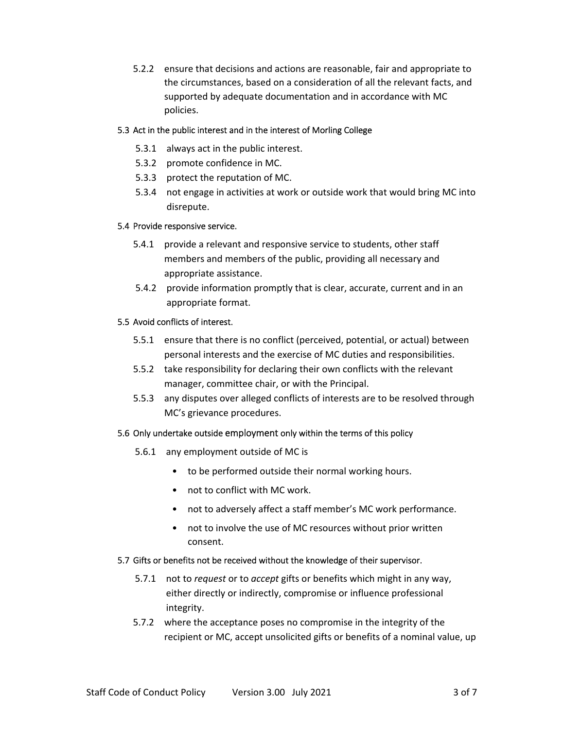5.2.2 ensure that decisions and actions are reasonable, fair and appropriate to the circumstances, based on a consideration of all the relevant facts, and supported by adequate documentation and in accordance with MC policies.

5.3 Act in the public interest and in the interest of Morling College

- 5.3.1 always act in the public interest.
- 5.3.2 promote confidence in MC.
- 5.3.3 protect the reputation of MC.
- 5.3.4 not engage in activities at work or outside work that would bring MC into disrepute.

5.4 Provide responsive service.

- 5.4.1 provide a relevant and responsive service to students, other staff members and members of the public, providing all necessary and appropriate assistance.
- 5.4.2 provide information promptly that is clear, accurate, current and in an appropriate format.

5.5 Avoid conflicts of interest.

- 5.5.1 ensure that there is no conflict (perceived, potential, or actual) between personal interests and the exercise of MC duties and responsibilities.
- 5.5.2 take responsibility for declaring their own conflicts with the relevant manager, committee chair, or with the Principal.
- 5.5.3 any disputes over alleged conflicts of interests are to be resolved through MC's grievance procedures.

5.6 Only undertake outside employment only within the terms of this policy

- 5.6.1 any employment outside of MC is
  - to be performed outside their normal working hours.
  - not to conflict with MC work.
  - not to adversely affect a staff member's MC work performance.
  - not to involve the use of MC resources without prior written consent.

5.7 Gifts or benefits not be received without the knowledge of their supervisor.

- 5.7.1 not to *request* or to *accept* gifts or benefits which might in any way, either directly or indirectly, compromise or influence professional integrity.
- 5.7.2 where the acceptance poses no compromise in the integrity of the recipient or MC, accept unsolicited gifts or benefits of a nominal value, up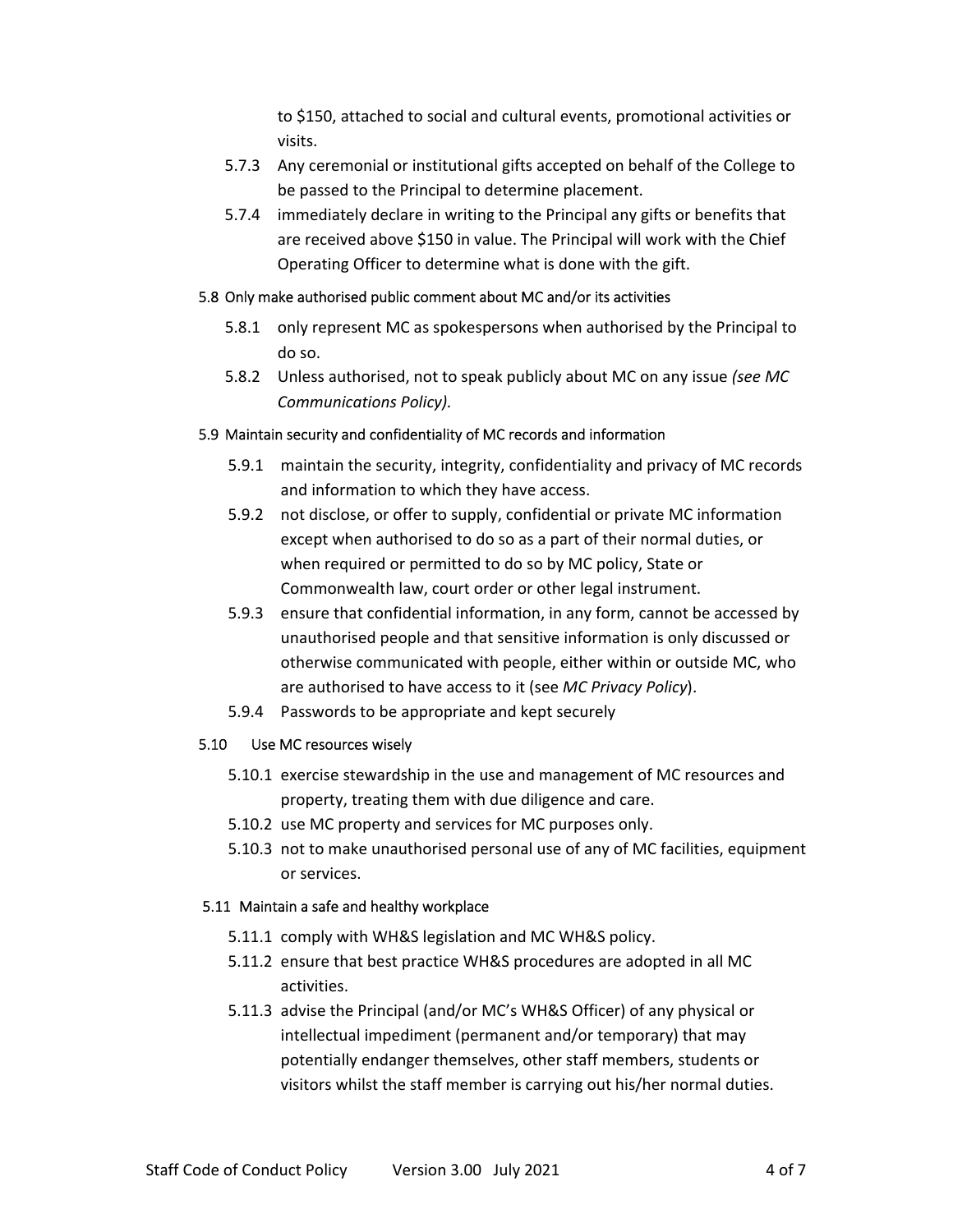to $150, attached to social and cultural events, promotional activities or visits.

- 5.7.3 Any ceremonial or institutional gifts accepted on behalf of the College to be passed to the Principal to determine placement.
- 5.7.4 immediately declare in writing to the Principal any gifts or benefits that are received above $150 in value. The Principal will work with the Chief Operating Officer to determine what is done with the gift.

5.8 Only make authorised public comment about MC and/or its activities

- 5.8.1 only represent MC as spokespersons when authorised by the Principal to do so.
- 5.8.2 Unless authorised, not to speak publicly about MC on any issue *(see MC Communications Policy).*

5.9 Maintain security and confidentiality of MC records and information

- 5.9.1 maintain the security, integrity, confidentiality and privacy of MC records and information to which they have access.
- 5.9.2 not disclose, or offer to supply, confidential or private MC information except when authorised to do so as a part of their normal duties, or when required or permitted to do so by MC policy, State or Commonwealth law, court order or other legal instrument.
- 5.9.3 ensure that confidential information, in any form, cannot be accessed by unauthorised people and that sensitive information is only discussed or otherwise communicated with people, either within or outside MC, who are authorised to have access to it (see *MC Privacy Policy*).
- 5.9.4 Passwords to be appropriate and kept securely

5.10 Use MC resources wisely

- 5.10.1 exercise stewardship in the use and management of MC resources and property, treating them with due diligence and care.
- 5.10.2 use MC property and services for MC purposes only.
- 5.10.3 not to make unauthorised personal use of any of MC facilities, equipment or services.

5.11 Maintain a safe and healthy workplace

- 5.11.1 comply with WH&S legislation and MC WH&S policy.
- 5.11.2 ensure that best practice WH&S procedures are adopted in all MC activities.
- 5.11.3 advise the Principal (and/or MC's WH&S Officer) of any physical or intellectual impediment (permanent and/or temporary) that may potentially endanger themselves, other staff members, students or visitors whilst the staff member is carrying out his/her normal duties.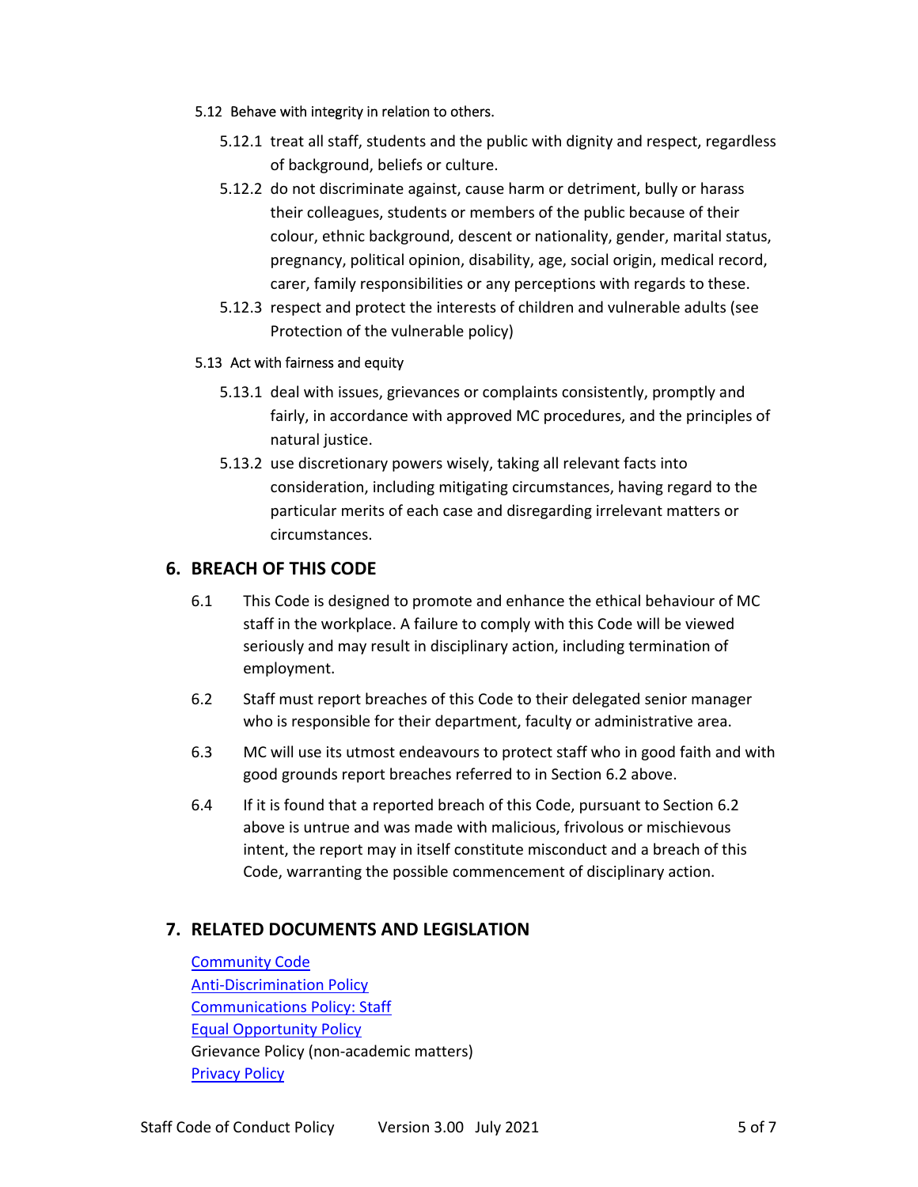5.12 Behave with integrity in relation to others.

5.12.1 treat all staff, students and the public with dignity and respect, regardless of background, beliefs or culture.

5.12.2 do not discriminate against, cause harm or detriment, bully or harass their colleagues, students or members of the public because of their colour, ethnic background, descent or nationality, gender, marital status, pregnancy, political opinion, disability, age, social origin, medical record, carer, family responsibilities or any perceptions with regards to these.

5.12.3 respect and protect the interests of children and vulnerable adults (see Protection of the vulnerable policy)

5.13 Act with fairness and equity

5.13.1 deal with issues, grievances or complaints consistently, promptly and fairly, in accordance with approved MC procedures, and the principles of natural justice.

5.13.2 use discretionary powers wisely, taking all relevant facts into consideration, including mitigating circumstances, having regard to the particular merits of each case and disregarding irrelevant matters or circumstances.

## 6. BREACH OF THIS CODE

6.1 This Code is designed to promote and enhance the ethical behaviour of MC staff in the workplace. A failure to comply with this Code will be viewed seriously and may result in disciplinary action, including termination of employment.

6.2 Staff must report breaches of this Code to their delegated senior manager who is responsible for their department, faculty or administrative area.

6.3 MC will use its utmost endeavours to protect staff who in good faith and with good grounds report breaches referred to in Section 6.2 above.

6.4 If it is found that a reported breach of this Code, pursuant to Section 6.2 above is untrue and was made with malicious, frivolous or mischievous intent, the report may in itself constitute misconduct and a breach of this Code, warranting the possible commencement of disciplinary action.

## 7. RELATED DOCUMENTS AND LEGISLATION

Community Code
Anti-Discrimination Policy
Communications Policy: Staff
Equal Opportunity Policy
Grievance Policy (non-academic matters)
Privacy Policy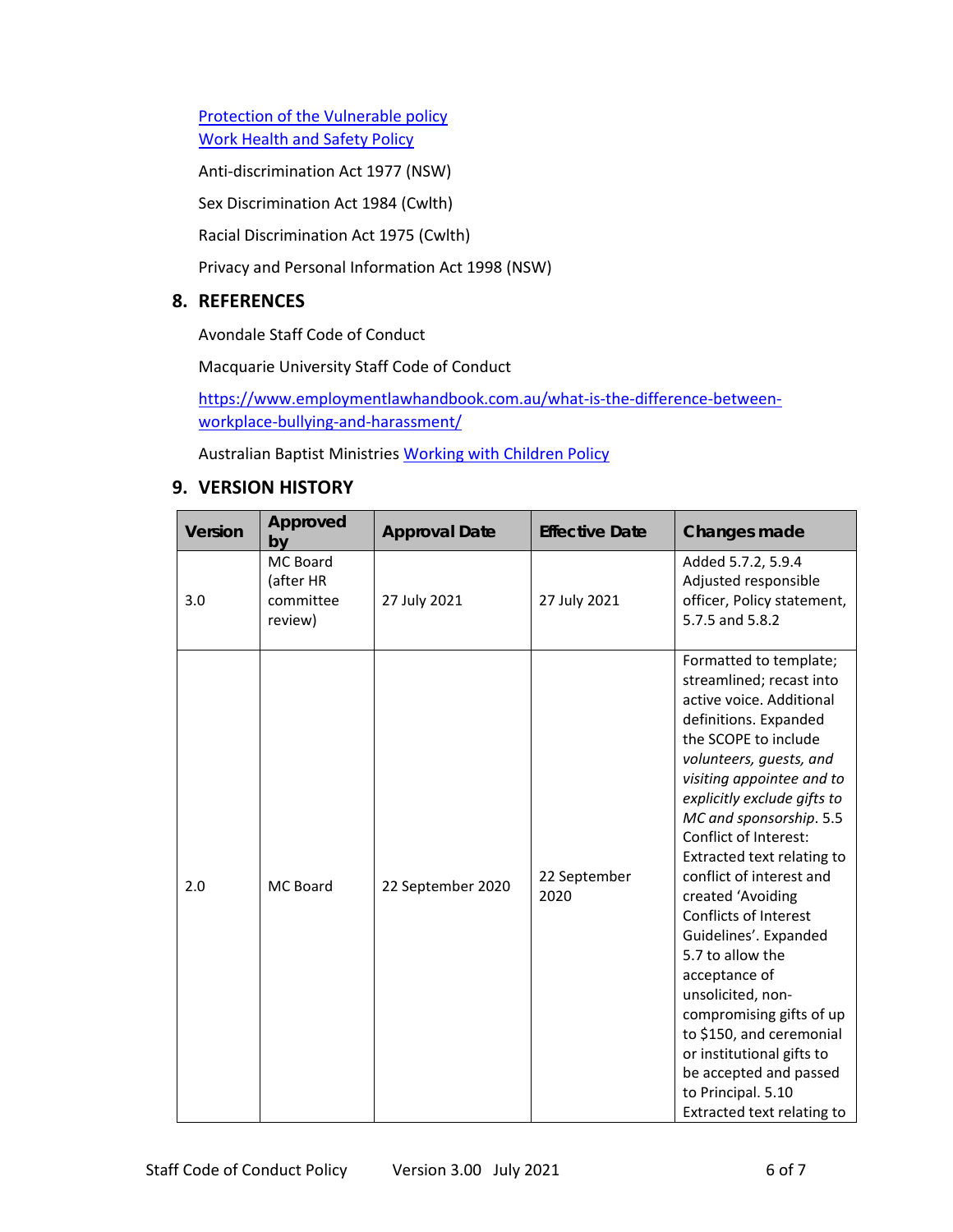[Protection of the Vulnerable policy](#)
[Work Health and Safety Policy](#)

Anti-discrimination Act 1977 (NSW)

Sex Discrimination Act 1984 (Cwlth)

Racial Discrimination Act 1975 (Cwlth)

Privacy and Personal Information Act 1998 (NSW)

## 8. REFERENCES

Avondale Staff Code of Conduct

Macquarie University Staff Code of Conduct

https://www.employmentlawhandbook.com.au/what-is-the-difference-between-workplace-bullying-and-harassment/

Australian Baptist Ministries [Working with Children Policy](#)

## 9. VERSION HISTORY

| Version | Approved by | Approval Date | Effective Date | Changes made |
|---|---|---|---|---|
| 3.0 | MC Board (after HR committee review) | 27 July 2021 | 27 July 2021 | Added 5.7.2, 5.9.4 Adjusted responsible officer, Policy statement, 5.7.5 and 5.8.2 |
| 2.0 | MC Board | 22 September 2020 | 22 September 2020 | Formatted to template; streamlined; recast into active voice. Additional definitions. Expanded the SCOPE to include *volunteers, guests, and visiting appointee and to explicitly exclude gifts to MC and sponsorship*. 5.5 Conflict of Interest: Extracted text relating to conflict of interest and created 'Avoiding Conflicts of Interest Guidelines'. Expanded 5.7 to allow the acceptance of unsolicited, non-compromising gifts of up to $150, and ceremonial or institutional gifts to be accepted and passed to Principal. 5.10 Extracted text relating to |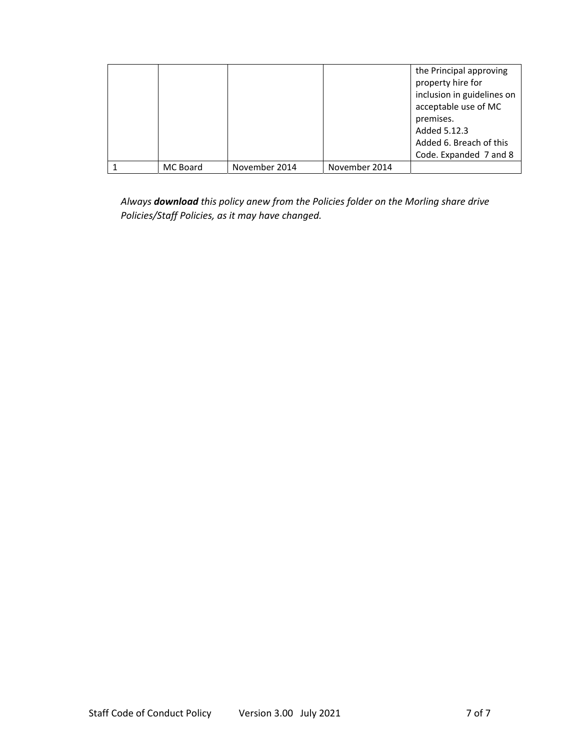| | | | | |
|---|---|---|---|---|
| | | | | the Principal approving property hire for inclusion in guidelines on acceptable use of MC premises. Added 5.12.3 Added 6. Breach of this Code. Expanded 7 and 8 |
| 1 | MC Board | November 2014 | November 2014 | |

*Always **download** this policy anew from the Policies folder on the Morling share drive Policies/Staff Policies, as it may have changed.*